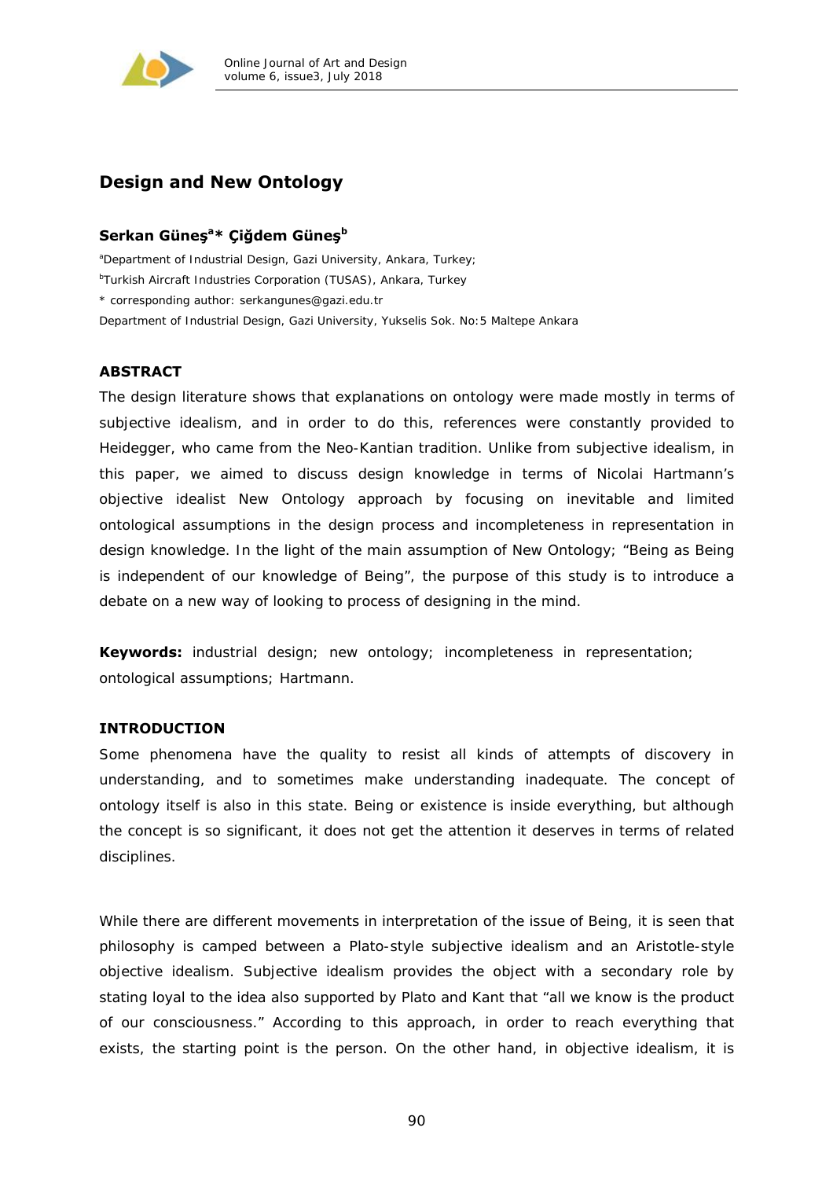# Design and New Ontology

**Serkan Güneş[a]* Çiğdem Güneş[b]**

[a]Department of Industrial Design, Gazi University, Ankara, Turkey;

[b]Turkish Aircraft Industries Corporation (TUSAS), Ankara, Turkey

* corresponding author: serkangunes@gazi.edu.tr

Department of Industrial Design, Gazi University, Yukselis Sok. No:5 Maltepe Ankara

## ABSTRACT

The design literature shows that explanations on ontology were made mostly in terms of subjective idealism, and in order to do this, references were constantly provided to Heidegger, who came from the Neo-Kantian tradition. Unlike from subjective idealism, in this paper, we aimed to discuss design knowledge in terms of Nicolai Hartmann's objective idealist New Ontology approach by focusing on inevitable and limited ontological assumptions in the design process and incompleteness in representation in design knowledge. In the light of the main assumption of New Ontology; "Being as Being is independent of our knowledge of Being", the purpose of this study is to introduce a debate on a new way of looking to process of designing in the mind.

**Keywords:** industrial design; new ontology; incompleteness in representation; ontological assumptions; Hartmann.

## INTRODUCTION

Some phenomena have the quality to resist all kinds of attempts of discovery in understanding, and to sometimes make understanding inadequate. The concept of ontology itself is also in this state. Being or existence is inside everything, but although the concept is so significant, it does not get the attention it deserves in terms of related disciplines.

While there are different movements in interpretation of the issue of Being, it is seen that philosophy is camped between a Plato-style subjective idealism and an Aristotle-style objective idealism. Subjective idealism provides the object with a secondary role by stating loyal to the idea also supported by Plato and Kant that "all we know is the product of our consciousness." According to this approach, in order to reach everything that exists, the starting point is the person. On the other hand, in objective idealism, it is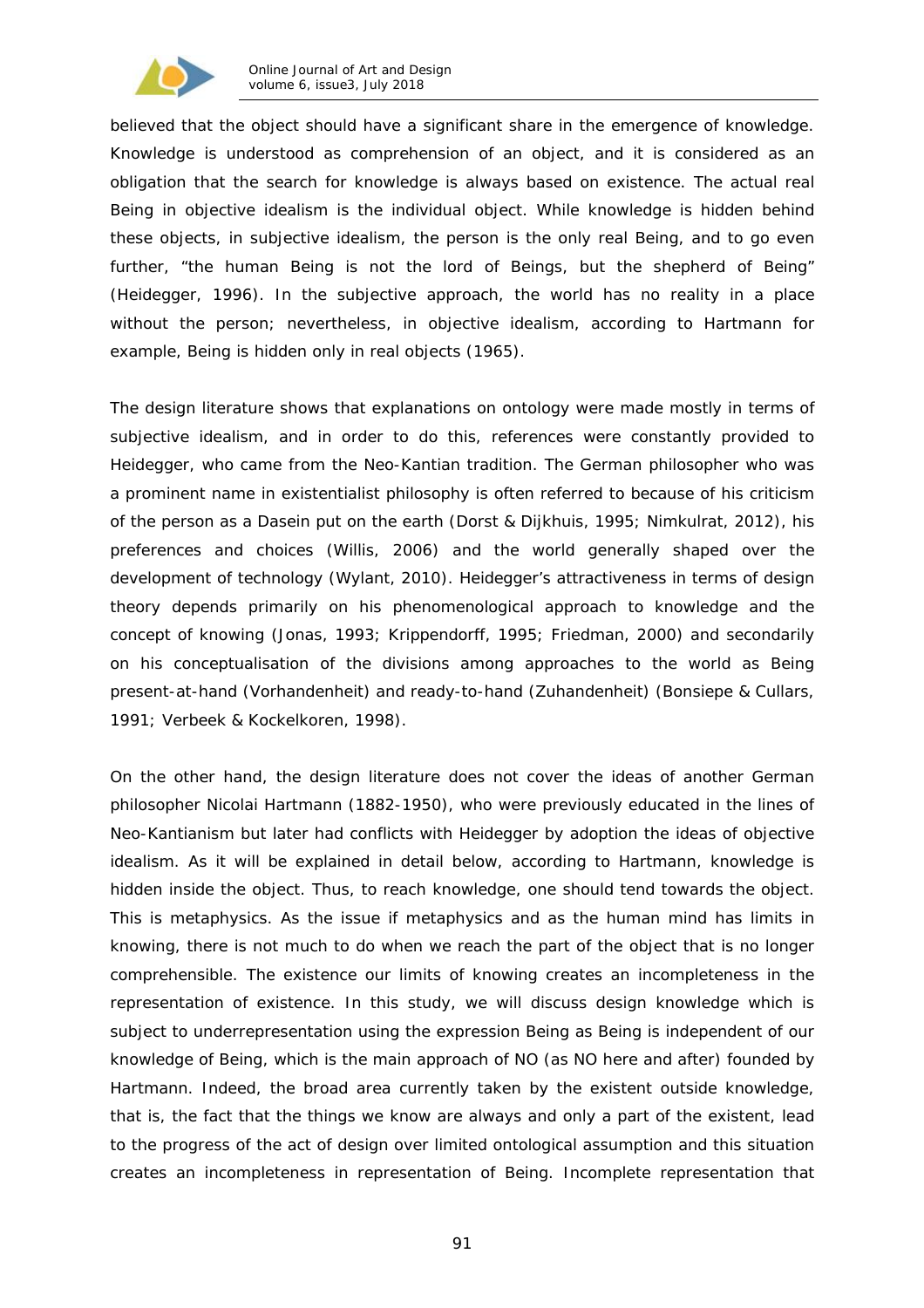believed that the object should have a significant share in the emergence of knowledge. Knowledge is understood as comprehension of an object, and it is considered as an obligation that the search for knowledge is always based on existence. The actual real Being in objective idealism is the individual object. While knowledge is hidden behind these objects, in subjective idealism, the person is the only real Being, and to go even further, "the human Being is not the lord of Beings, but the shepherd of Being" (Heidegger, 1996). In the subjective approach, the world has no reality in a place without the person; nevertheless, in objective idealism, according to Hartmann for example, Being is hidden only in real objects (1965).

The design literature shows that explanations on ontology were made mostly in terms of subjective idealism, and in order to do this, references were constantly provided to Heidegger, who came from the Neo-Kantian tradition. The German philosopher who was a prominent name in existentialist philosophy is often referred to because of his criticism of the person as a Dasein put on the earth (Dorst & Dijkhuis, 1995; Nimkulrat, 2012), his preferences and choices (Willis, 2006) and the world generally shaped over the development of technology (Wylant, 2010). Heidegger's attractiveness in terms of design theory depends primarily on his phenomenological approach to knowledge and the concept of knowing (Jonas, 1993; Krippendorff, 1995; Friedman, 2000) and secondarily on his conceptualisation of the divisions among approaches to the world as Being present-at-hand (Vorhandenheit) and ready-to-hand (Zuhandenheit) (Bonsiepe & Cullars, 1991; Verbeek & Kockelkoren, 1998).

On the other hand, the design literature does not cover the ideas of another German philosopher Nicolai Hartmann (1882-1950), who were previously educated in the lines of Neo-Kantianism but later had conflicts with Heidegger by adoption the ideas of objective idealism. As it will be explained in detail below, according to Hartmann, knowledge is hidden inside the object. Thus, to reach knowledge, one should tend towards the object. This is metaphysics. As the issue if metaphysics and as the human mind has limits in knowing, there is not much to do when we reach the part of the object that is no longer comprehensible. The existence our limits of knowing creates an incompleteness in the representation of existence. In this study, we will discuss design knowledge which is subject to underrepresentation using the expression Being as Being is independent of our knowledge of Being, which is the main approach of NO (as NO here and after) founded by Hartmann. Indeed, the broad area currently taken by the existent outside knowledge, that is, the fact that the things we know are always and only a part of the existent, lead to the progress of the act of design over limited ontological assumption and this situation creates an incompleteness in representation of Being. Incomplete representation that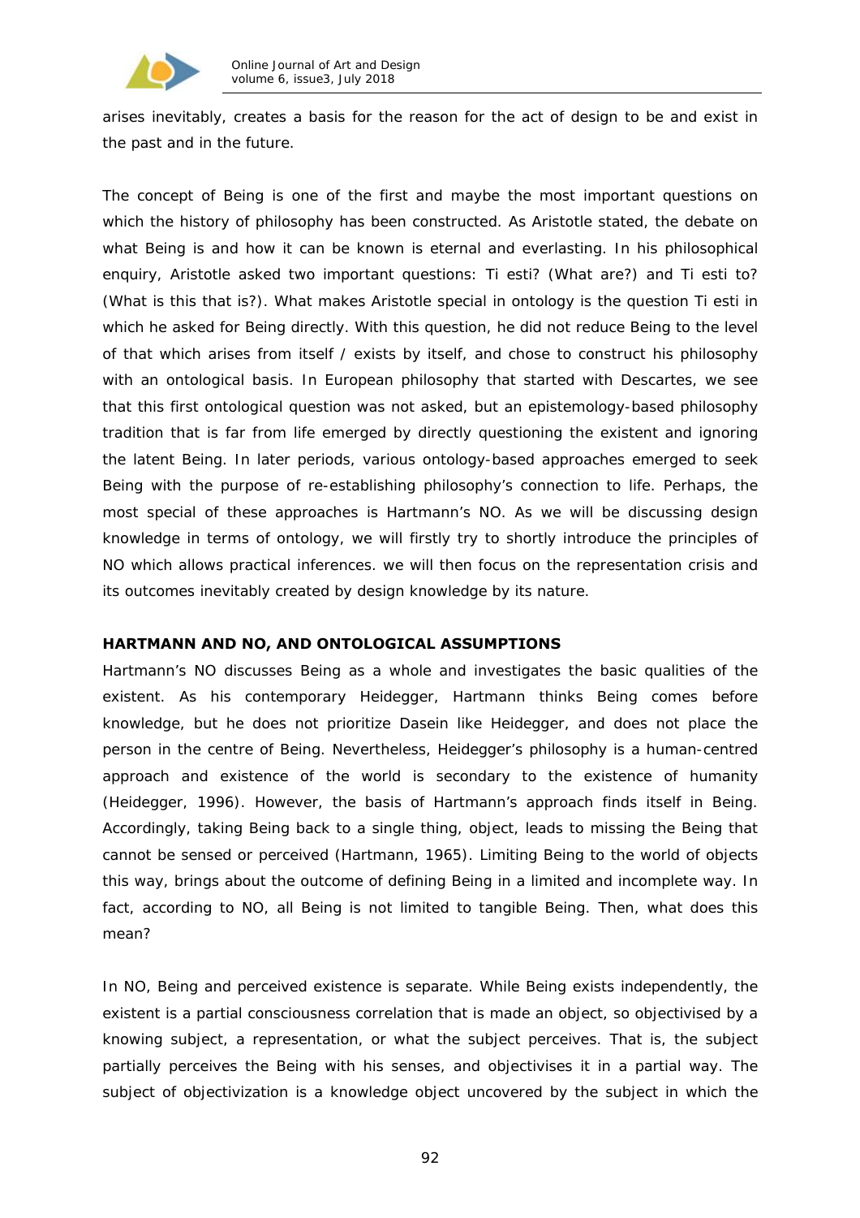arises inevitably, creates a basis for the reason for the act of design to be and exist in the past and in the future.

The concept of Being is one of the first and maybe the most important questions on which the history of philosophy has been constructed. As Aristotle stated, the debate on what Being is and how it can be known is eternal and everlasting. In his philosophical enquiry, Aristotle asked two important questions: Ti esti? (What are?) and Ti esti to? (What is this that is?). What makes Aristotle special in ontology is the question Ti esti in which he asked for Being directly. With this question, he did not reduce Being to the level of that which arises from itself / exists by itself, and chose to construct his philosophy with an ontological basis. In European philosophy that started with Descartes, we see that this first ontological question was not asked, but an epistemology-based philosophy tradition that is far from life emerged by directly questioning the existent and ignoring the latent Being. In later periods, various ontology-based approaches emerged to seek Being with the purpose of re-establishing philosophy's connection to life. Perhaps, the most special of these approaches is Hartmann's NO. As we will be discussing design knowledge in terms of ontology, we will firstly try to shortly introduce the principles of NO which allows practical inferences. we will then focus on the representation crisis and its outcomes inevitably created by design knowledge by its nature.

## HARTMANN AND NO, AND ONTOLOGICAL ASSUMPTIONS

Hartmann's NO discusses Being as a whole and investigates the basic qualities of the existent. As his contemporary Heidegger, Hartmann thinks Being comes before knowledge, but he does not prioritize Dasein like Heidegger, and does not place the person in the centre of Being. Nevertheless, Heidegger's philosophy is a human-centred approach and existence of the world is secondary to the existence of humanity (Heidegger, 1996). However, the basis of Hartmann's approach finds itself in Being. Accordingly, taking Being back to a single thing, object, leads to missing the Being that cannot be sensed or perceived (Hartmann, 1965). Limiting Being to the world of objects this way, brings about the outcome of defining Being in a limited and incomplete way. In fact, according to NO, all Being is not limited to tangible Being. Then, what does this mean?

In NO, Being and perceived existence is separate. While Being exists independently, the existent is a partial consciousness correlation that is made an object, so objectivised by a knowing subject, a representation, or what the subject perceives. That is, the subject partially perceives the Being with his senses, and objectivises it in a partial way. The subject of objectivization is a knowledge object uncovered by the subject in which the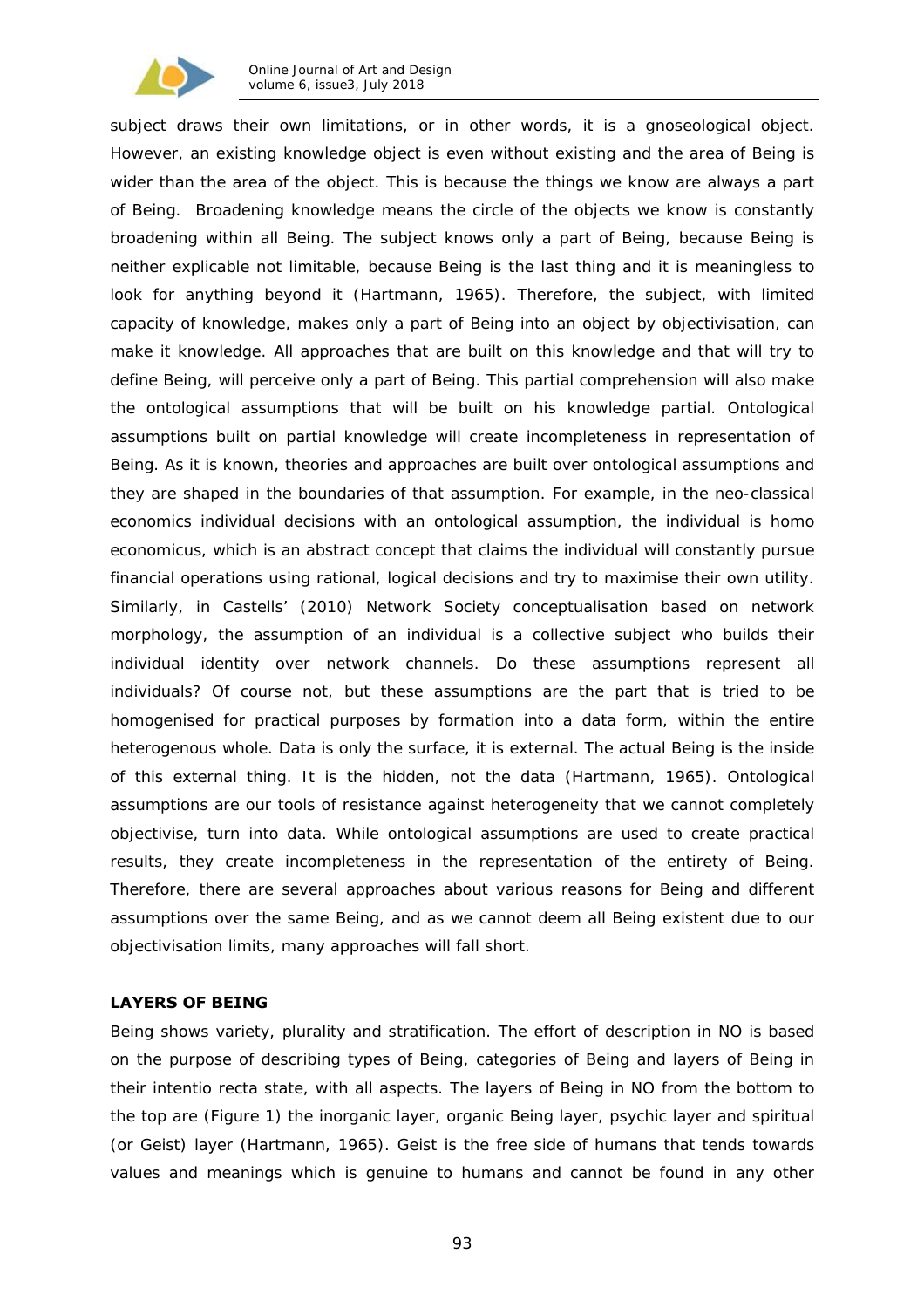subject draws their own limitations, or in other words, it is a gnoseological object. However, an existing knowledge object is even without existing and the area of Being is wider than the area of the object. This is because the things we know are always a part of Being. Broadening knowledge means the circle of the objects we know is constantly broadening within all Being. The subject knows only a part of Being, because Being is neither explicable not limitable, because Being is the last thing and it is meaningless to look for anything beyond it (Hartmann, 1965). Therefore, the subject, with limited capacity of knowledge, makes only a part of Being into an object by objectivisation, can make it knowledge. All approaches that are built on this knowledge and that will try to define Being, will perceive only a part of Being. This partial comprehension will also make the ontological assumptions that will be built on his knowledge partial. Ontological assumptions built on partial knowledge will create incompleteness in representation of Being. As it is known, theories and approaches are built over ontological assumptions and they are shaped in the boundaries of that assumption. For example, in the neo-classical economics individual decisions with an ontological assumption, the individual is homo economicus, which is an abstract concept that claims the individual will constantly pursue financial operations using rational, logical decisions and try to maximise their own utility. Similarly, in Castells' (2010) Network Society conceptualisation based on network morphology, the assumption of an individual is a collective subject who builds their individual identity over network channels. Do these assumptions represent all individuals? Of course not, but these assumptions are the part that is tried to be homogenised for practical purposes by formation into a data form, within the entire heterogenous whole. Data is only the surface, it is external. The actual Being is the inside of this external thing. It is the hidden, not the data (Hartmann, 1965). Ontological assumptions are our tools of resistance against heterogeneity that we cannot completely objectivise, turn into data. While ontological assumptions are used to create practical results, they create incompleteness in the representation of the entirety of Being. Therefore, there are several approaches about various reasons for Being and different assumptions over the same Being, and as we cannot deem all Being existent due to our objectivisation limits, many approaches will fall short.

## LAYERS OF BEING

Being shows variety, plurality and stratification. The effort of description in NO is based on the purpose of describing types of Being, categories of Being and layers of Being in their intentio recta state, with all aspects. The layers of Being in NO from the bottom to the top are (Figure 1) the inorganic layer, organic Being layer, psychic layer and spiritual (or Geist) layer (Hartmann, 1965). Geist is the free side of humans that tends towards values and meanings which is genuine to humans and cannot be found in any other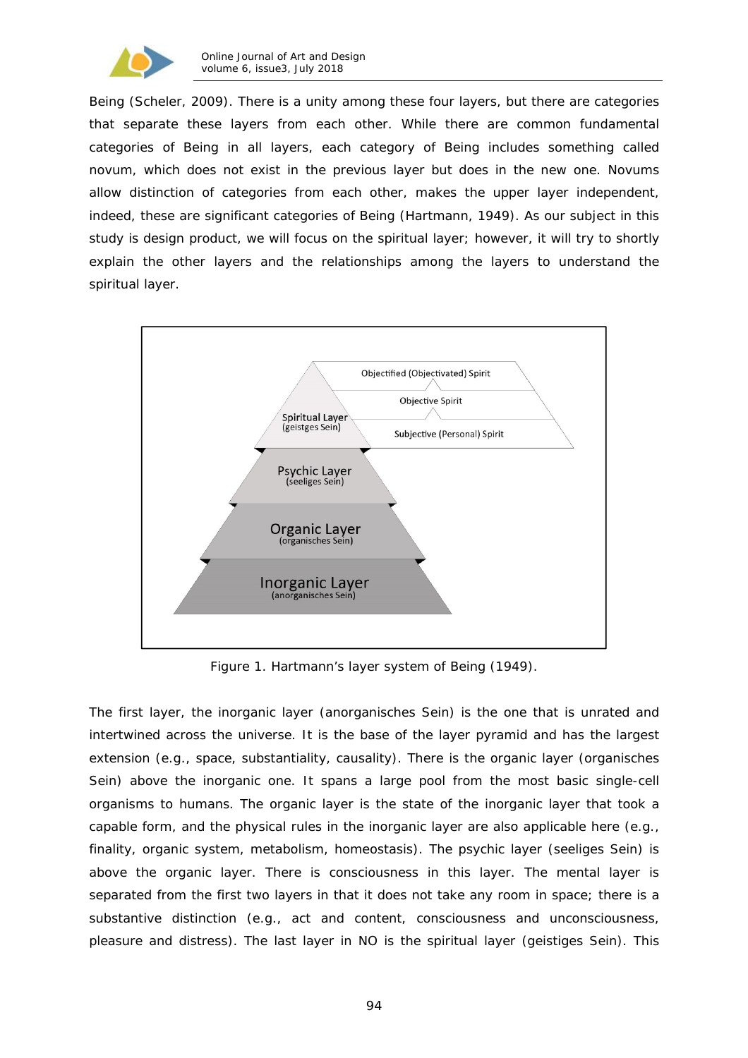Being (Scheler, 2009). There is a unity among these four layers, but there are categories that separate these layers from each other. While there are common fundamental categories of Being in all layers, each category of Being includes something called novum, which does not exist in the previous layer but does in the new one. Novums allow distinction of categories from each other, makes the upper layer independent, indeed, these are significant categories of Being (Hartmann, 1949). As our subject in this study is design product, we will focus on the spiritual layer; however, it will try to shortly explain the other layers and the relationships among the layers to understand the spiritual layer.

Figure 1. Hartmann's layer system of Being (1949).

The first layer, the inorganic layer (anorganisches Sein) is the one that is unrated and intertwined across the universe. It is the base of the layer pyramid and has the largest extension (e.g., space, substantiality, causality). There is the organic layer (organisches Sein) above the inorganic one. It spans a large pool from the most basic single-cell organisms to humans. The organic layer is the state of the inorganic layer that took a capable form, and the physical rules in the inorganic layer are also applicable here (e.g., finality, organic system, metabolism, homeostasis). The psychic layer (seeliges Sein) is above the organic layer. There is consciousness in this layer. The mental layer is separated from the first two layers in that it does not take any room in space; there is a substantive distinction (e.g., act and content, consciousness and unconsciousness, pleasure and distress). The last layer in NO is the spiritual layer (geistiges Sein). This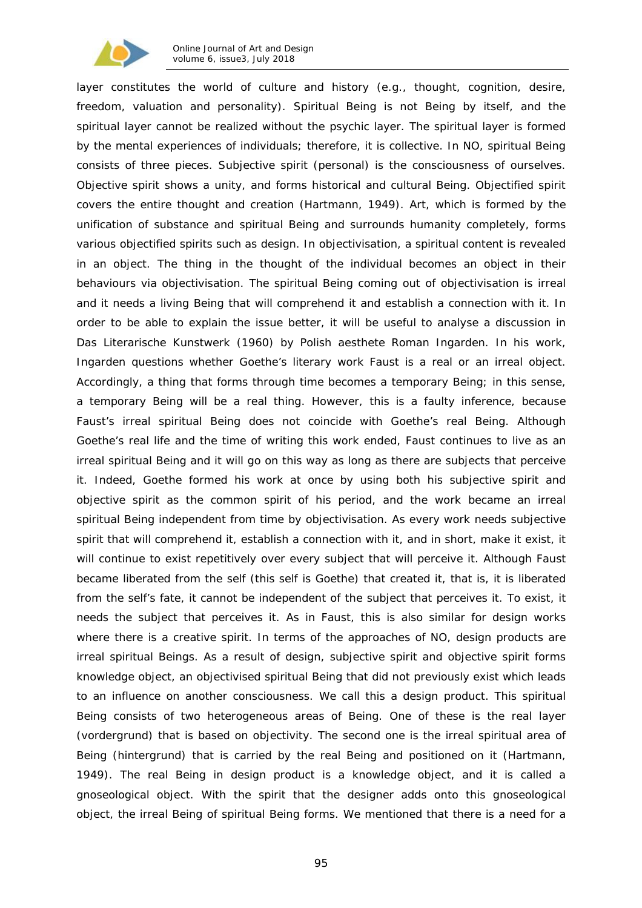layer constitutes the world of culture and history (e.g., thought, cognition, desire, freedom, valuation and personality). Spiritual Being is not Being by itself, and the spiritual layer cannot be realized without the psychic layer. The spiritual layer is formed by the mental experiences of individuals; therefore, it is collective. In NO, spiritual Being consists of three pieces. Subjective spirit (personal) is the consciousness of ourselves. Objective spirit shows a unity, and forms historical and cultural Being. Objectified spirit covers the entire thought and creation (Hartmann, 1949). Art, which is formed by the unification of substance and spiritual Being and surrounds humanity completely, forms various objectified spirits such as design. In objectivisation, a spiritual content is revealed in an object. The thing in the thought of the individual becomes an object in their behaviours via objectivisation. The spiritual Being coming out of objectivisation is irreal and it needs a living Being that will comprehend it and establish a connection with it. In order to be able to explain the issue better, it will be useful to analyse a discussion in Das Literarische Kunstwerk (1960) by Polish aesthete Roman Ingarden. In his work, Ingarden questions whether Goethe's literary work Faust is a real or an irreal object. Accordingly, a thing that forms through time becomes a temporary Being; in this sense, a temporary Being will be a real thing. However, this is a faulty inference, because Faust's irreal spiritual Being does not coincide with Goethe's real Being. Although Goethe's real life and the time of writing this work ended, Faust continues to live as an irreal spiritual Being and it will go on this way as long as there are subjects that perceive it. Indeed, Goethe formed his work at once by using both his subjective spirit and objective spirit as the common spirit of his period, and the work became an irreal spiritual Being independent from time by objectivisation. As every work needs subjective spirit that will comprehend it, establish a connection with it, and in short, make it exist, it will continue to exist repetitively over every subject that will perceive it. Although Faust became liberated from the self (this self is Goethe) that created it, that is, it is liberated from the self's fate, it cannot be independent of the subject that perceives it. To exist, it needs the subject that perceives it. As in Faust, this is also similar for design works where there is a creative spirit. In terms of the approaches of NO, design products are irreal spiritual Beings. As a result of design, subjective spirit and objective spirit forms knowledge object, an objectivised spiritual Being that did not previously exist which leads to an influence on another consciousness. We call this a design product. This spiritual Being consists of two heterogeneous areas of Being. One of these is the real layer (vordergrund) that is based on objectivity. The second one is the irreal spiritual area of Being (hintergrund) that is carried by the real Being and positioned on it (Hartmann, 1949). The real Being in design product is a knowledge object, and it is called a gnoseological object. With the spirit that the designer adds onto this gnoseological object, the irreal Being of spiritual Being forms. We mentioned that there is a need for a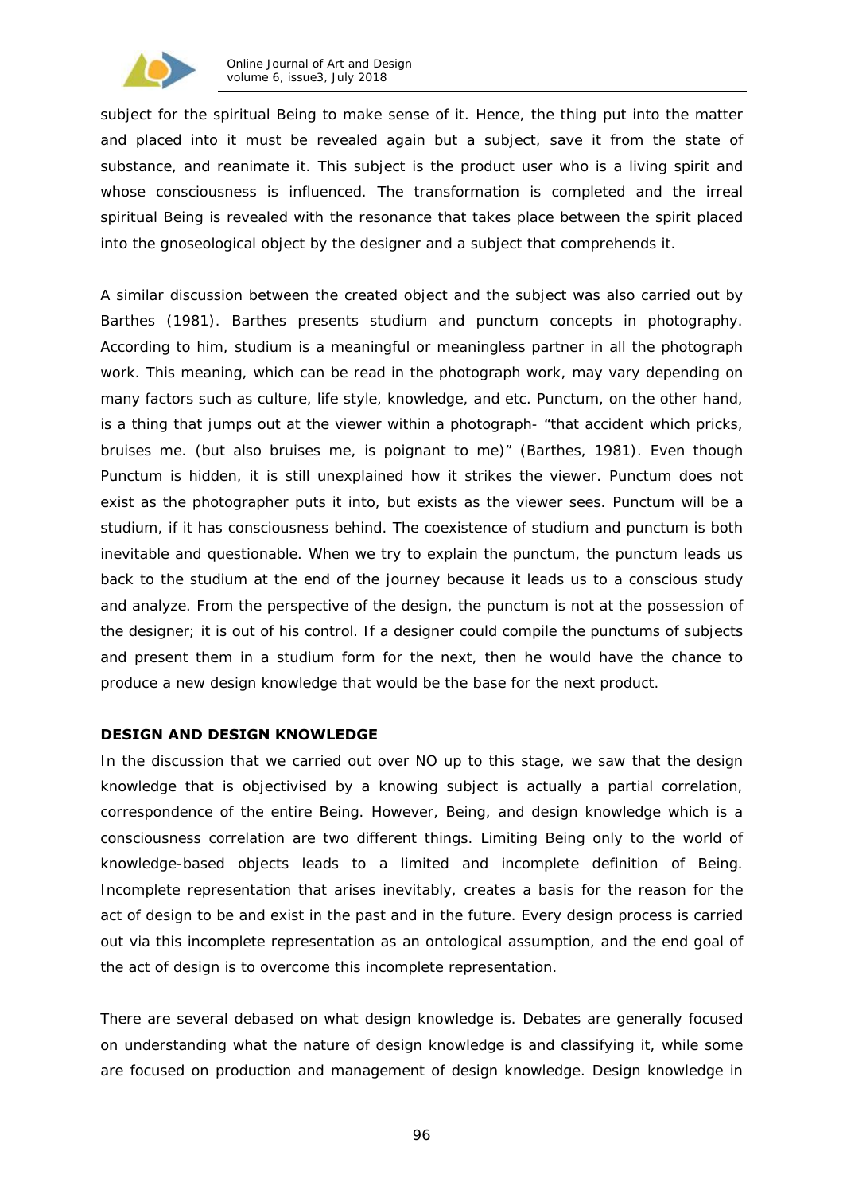subject for the spiritual Being to make sense of it. Hence, the thing put into the matter and placed into it must be revealed again but a subject, save it from the state of substance, and reanimate it. This subject is the product user who is a living spirit and whose consciousness is influenced. The transformation is completed and the irreal spiritual Being is revealed with the resonance that takes place between the spirit placed into the gnoseological object by the designer and a subject that comprehends it.

A similar discussion between the created object and the subject was also carried out by Barthes (1981). Barthes presents studium and punctum concepts in photography. According to him, studium is a meaningful or meaningless partner in all the photograph work. This meaning, which can be read in the photograph work, may vary depending on many factors such as culture, life style, knowledge, and etc. Punctum, on the other hand, is a thing that jumps out at the viewer within a photograph- "that accident which pricks, bruises me. (but also bruises me, is poignant to me)" (Barthes, 1981). Even though Punctum is hidden, it is still unexplained how it strikes the viewer. Punctum does not exist as the photographer puts it into, but exists as the viewer sees. Punctum will be a studium, if it has consciousness behind. The coexistence of studium and punctum is both inevitable and questionable. When we try to explain the punctum, the punctum leads us back to the studium at the end of the journey because it leads us to a conscious study and analyze. From the perspective of the design, the punctum is not at the possession of the designer; it is out of his control. If a designer could compile the punctums of subjects and present them in a studium form for the next, then he would have the chance to produce a new design knowledge that would be the base for the next product.

## DESIGN AND DESIGN KNOWLEDGE

In the discussion that we carried out over NO up to this stage, we saw that the design knowledge that is objectivised by a knowing subject is actually a partial correlation, correspondence of the entire Being. However, Being, and design knowledge which is a consciousness correlation are two different things. Limiting Being only to the world of knowledge-based objects leads to a limited and incomplete definition of Being. Incomplete representation that arises inevitably, creates a basis for the reason for the act of design to be and exist in the past and in the future. Every design process is carried out via this incomplete representation as an ontological assumption, and the end goal of the act of design is to overcome this incomplete representation.

There are several debased on what design knowledge is. Debates are generally focused on understanding what the nature of design knowledge is and classifying it, while some are focused on production and management of design knowledge. Design knowledge in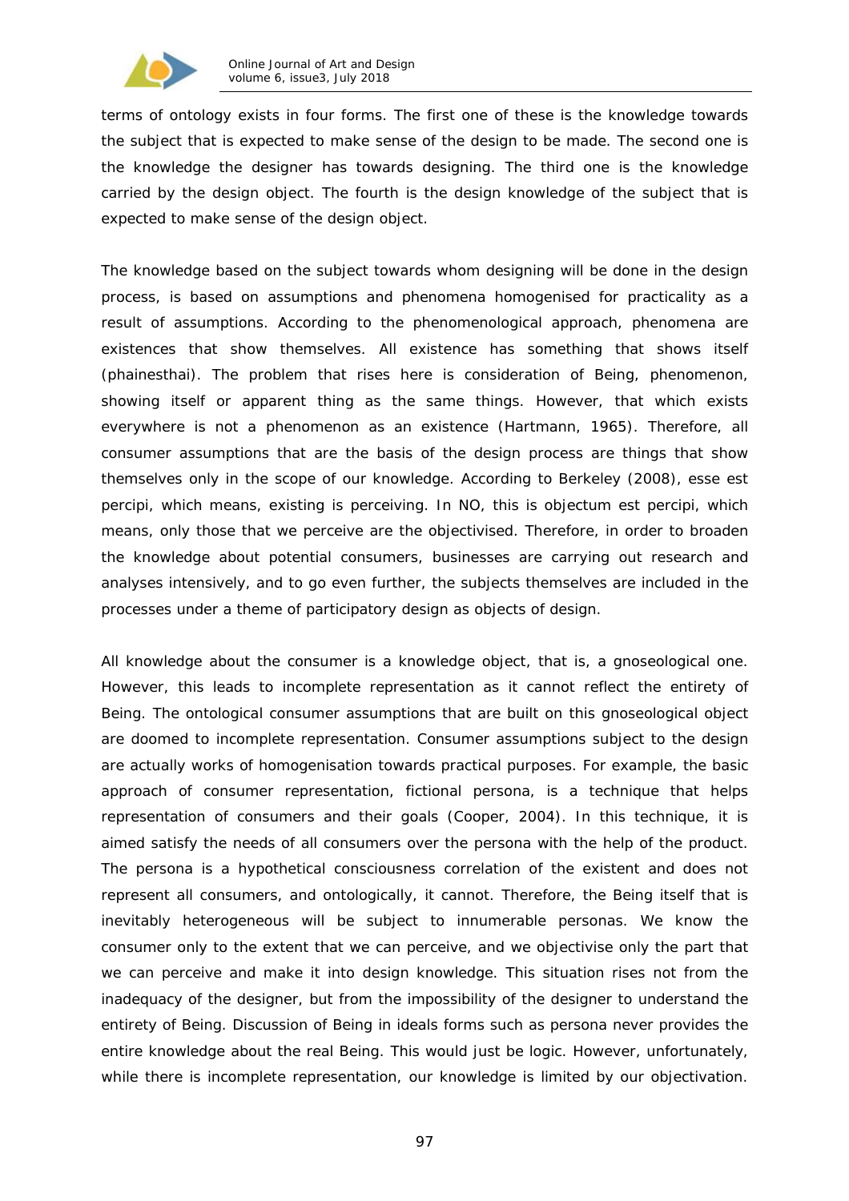terms of ontology exists in four forms. The first one of these is the knowledge towards the subject that is expected to make sense of the design to be made. The second one is the knowledge the designer has towards designing. The third one is the knowledge carried by the design object. The fourth is the design knowledge of the subject that is expected to make sense of the design object.

The knowledge based on the subject towards whom designing will be done in the design process, is based on assumptions and phenomena homogenised for practicality as a result of assumptions. According to the phenomenological approach, phenomena are existences that show themselves. All existence has something that shows itself (phainesthai). The problem that rises here is consideration of Being, phenomenon, showing itself or apparent thing as the same things. However, that which exists everywhere is not a phenomenon as an existence (Hartmann, 1965). Therefore, all consumer assumptions that are the basis of the design process are things that show themselves only in the scope of our knowledge. According to Berkeley (2008), esse est percipi, which means, existing is perceiving. In NO, this is objectum est percipi, which means, only those that we perceive are the objectivised. Therefore, in order to broaden the knowledge about potential consumers, businesses are carrying out research and analyses intensively, and to go even further, the subjects themselves are included in the processes under a theme of participatory design as objects of design.

All knowledge about the consumer is a knowledge object, that is, a gnoseological one. However, this leads to incomplete representation as it cannot reflect the entirety of Being. The ontological consumer assumptions that are built on this gnoseological object are doomed to incomplete representation. Consumer assumptions subject to the design are actually works of homogenisation towards practical purposes. For example, the basic approach of consumer representation, fictional persona, is a technique that helps representation of consumers and their goals (Cooper, 2004). In this technique, it is aimed satisfy the needs of all consumers over the persona with the help of the product. The persona is a hypothetical consciousness correlation of the existent and does not represent all consumers, and ontologically, it cannot. Therefore, the Being itself that is inevitably heterogeneous will be subject to innumerable personas. We know the consumer only to the extent that we can perceive, and we objectivise only the part that we can perceive and make it into design knowledge. This situation rises not from the inadequacy of the designer, but from the impossibility of the designer to understand the entirety of Being. Discussion of Being in ideals forms such as persona never provides the entire knowledge about the real Being. This would just be logic. However, unfortunately, while there is incomplete representation, our knowledge is limited by our objectivation.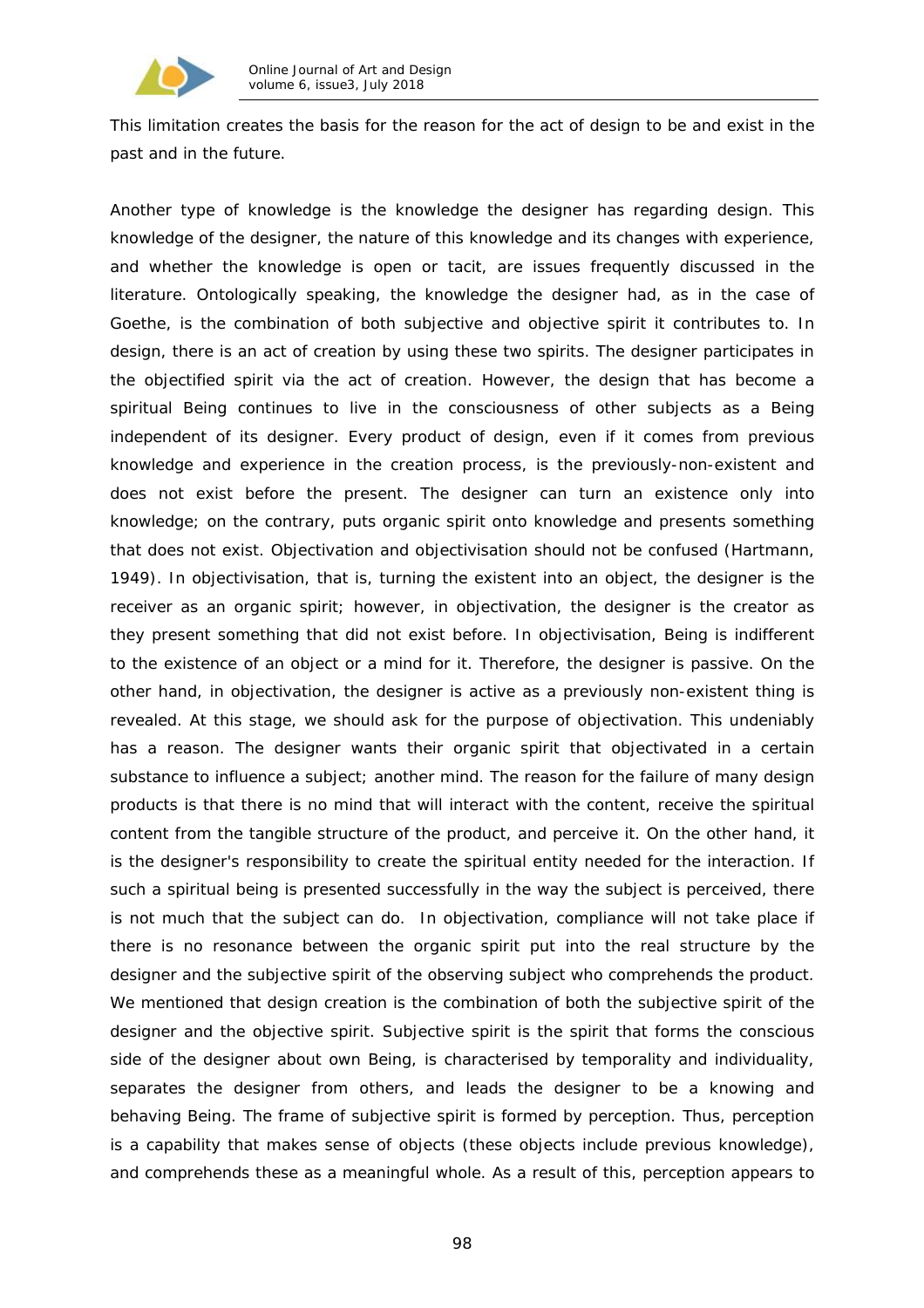This limitation creates the basis for the reason for the act of design to be and exist in the past and in the future.

Another type of knowledge is the knowledge the designer has regarding design. This knowledge of the designer, the nature of this knowledge and its changes with experience, and whether the knowledge is open or tacit, are issues frequently discussed in the literature. Ontologically speaking, the knowledge the designer had, as in the case of Goethe, is the combination of both subjective and objective spirit it contributes to. In design, there is an act of creation by using these two spirits. The designer participates in the objectified spirit via the act of creation. However, the design that has become a spiritual Being continues to live in the consciousness of other subjects as a Being independent of its designer. Every product of design, even if it comes from previous knowledge and experience in the creation process, is the previously-non-existent and does not exist before the present. The designer can turn an existence only into knowledge; on the contrary, puts organic spirit onto knowledge and presents something that does not exist. Objectivation and objectivisation should not be confused (Hartmann, 1949). In objectivisation, that is, turning the existent into an object, the designer is the receiver as an organic spirit; however, in objectivation, the designer is the creator as they present something that did not exist before. In objectivisation, Being is indifferent to the existence of an object or a mind for it. Therefore, the designer is passive. On the other hand, in objectivation, the designer is active as a previously non-existent thing is revealed. At this stage, we should ask for the purpose of objectivation. This undeniably has a reason. The designer wants their organic spirit that objectivated in a certain substance to influence a subject; another mind. The reason for the failure of many design products is that there is no mind that will interact with the content, receive the spiritual content from the tangible structure of the product, and perceive it. On the other hand, it is the designer's responsibility to create the spiritual entity needed for the interaction. If such a spiritual being is presented successfully in the way the subject is perceived, there is not much that the subject can do. In objectivation, compliance will not take place if there is no resonance between the organic spirit put into the real structure by the designer and the subjective spirit of the observing subject who comprehends the product. We mentioned that design creation is the combination of both the subjective spirit of the designer and the objective spirit. Subjective spirit is the spirit that forms the conscious side of the designer about own Being, is characterised by temporality and individuality, separates the designer from others, and leads the designer to be a knowing and behaving Being. The frame of subjective spirit is formed by perception. Thus, perception is a capability that makes sense of objects (these objects include previous knowledge), and comprehends these as a meaningful whole. As a result of this, perception appears to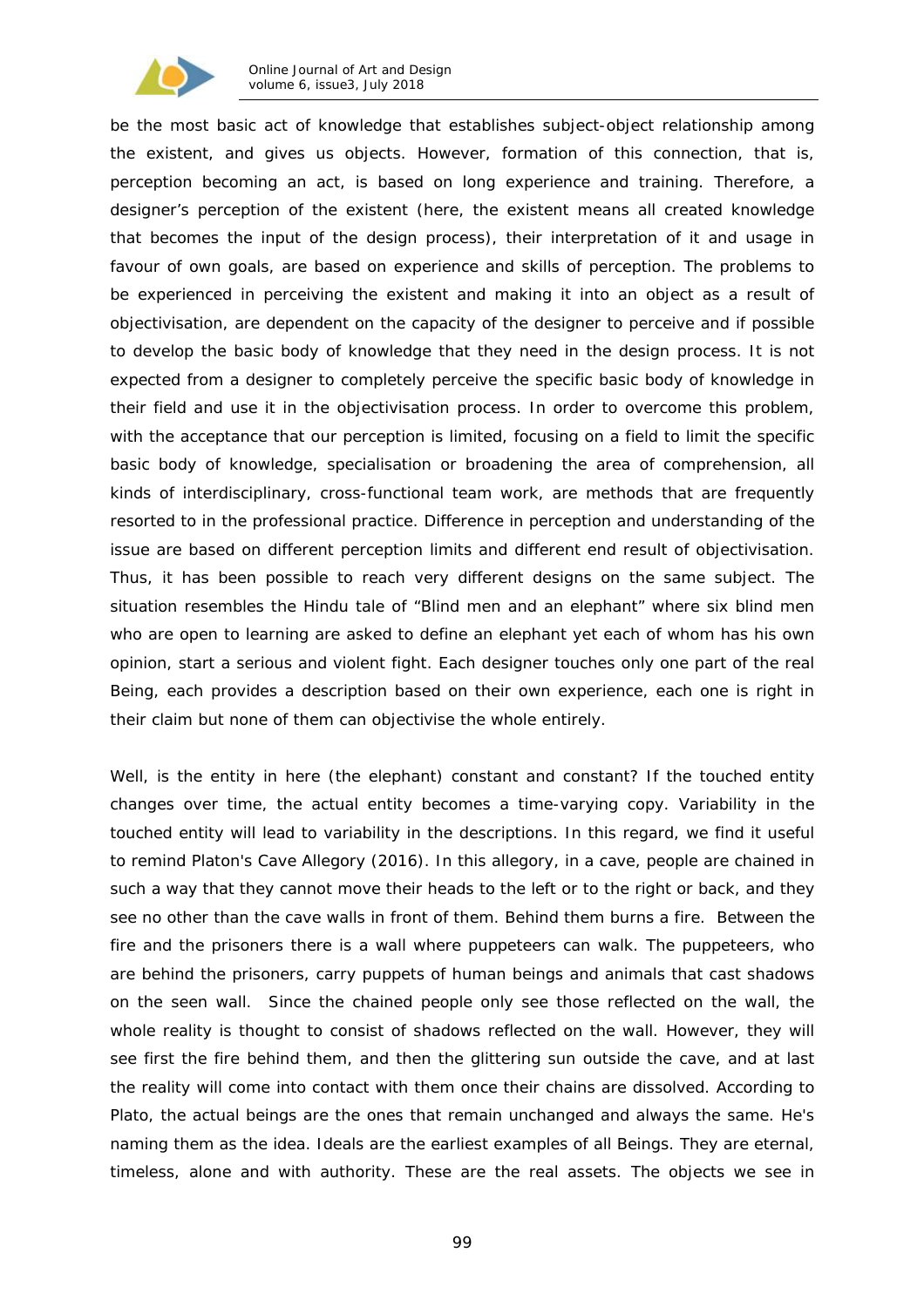be the most basic act of knowledge that establishes subject-object relationship among the existent, and gives us objects. However, formation of this connection, that is, perception becoming an act, is based on long experience and training. Therefore, a designer's perception of the existent (here, the existent means all created knowledge that becomes the input of the design process), their interpretation of it and usage in favour of own goals, are based on experience and skills of perception. The problems to be experienced in perceiving the existent and making it into an object as a result of objectivisation, are dependent on the capacity of the designer to perceive and if possible to develop the basic body of knowledge that they need in the design process. It is not expected from a designer to completely perceive the specific basic body of knowledge in their field and use it in the objectivisation process. In order to overcome this problem, with the acceptance that our perception is limited, focusing on a field to limit the specific basic body of knowledge, specialisation or broadening the area of comprehension, all kinds of interdisciplinary, cross-functional team work, are methods that are frequently resorted to in the professional practice. Difference in perception and understanding of the issue are based on different perception limits and different end result of objectivisation. Thus, it has been possible to reach very different designs on the same subject. The situation resembles the Hindu tale of "Blind men and an elephant" where six blind men who are open to learning are asked to define an elephant yet each of whom has his own opinion, start a serious and violent fight. Each designer touches only one part of the real Being, each provides a description based on their own experience, each one is right in their claim but none of them can objectivise the whole entirely.

Well, is the entity in here (the elephant) constant and constant? If the touched entity changes over time, the actual entity becomes a time-varying copy. Variability in the touched entity will lead to variability in the descriptions. In this regard, we find it useful to remind Platon's Cave Allegory (2016). In this allegory, in a cave, people are chained in such a way that they cannot move their heads to the left or to the right or back, and they see no other than the cave walls in front of them. Behind them burns a fire. Between the fire and the prisoners there is a wall where puppeteers can walk. The puppeteers, who are behind the prisoners, carry puppets of human beings and animals that cast shadows on the seen wall. Since the chained people only see those reflected on the wall, the whole reality is thought to consist of shadows reflected on the wall. However, they will see first the fire behind them, and then the glittering sun outside the cave, and at last the reality will come into contact with them once their chains are dissolved. According to Plato, the actual beings are the ones that remain unchanged and always the same. He's naming them as the idea. Ideals are the earliest examples of all Beings. They are eternal, timeless, alone and with authority. These are the real assets. The objects we see in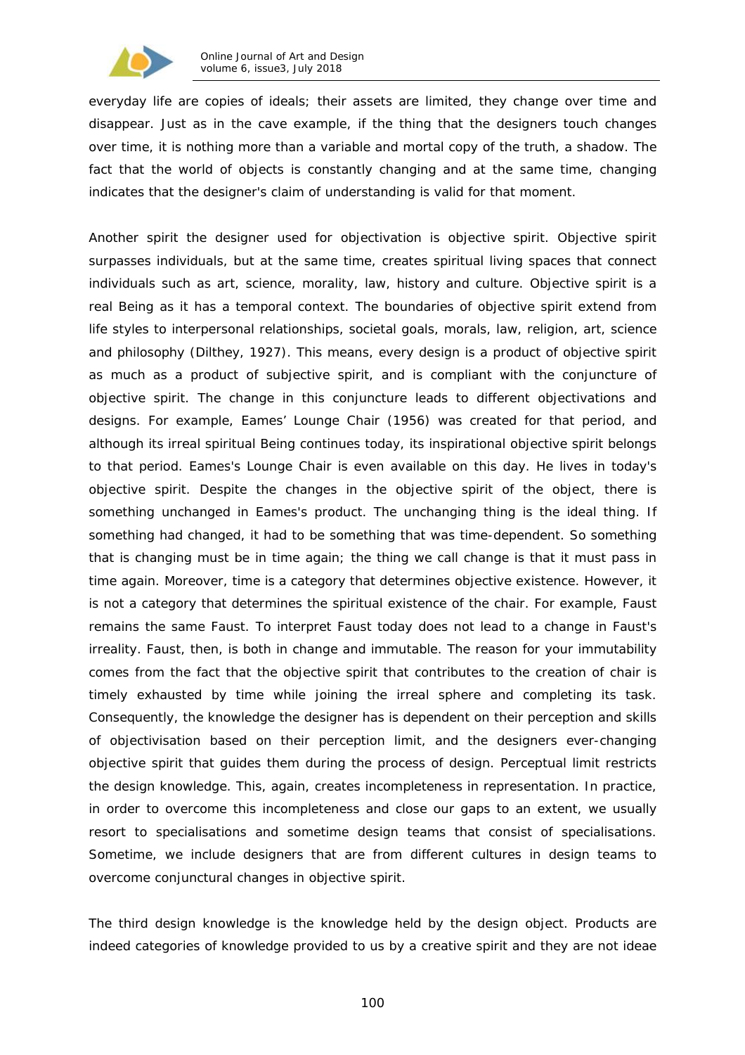everyday life are copies of ideals; their assets are limited, they change over time and disappear. Just as in the cave example, if the thing that the designers touch changes over time, it is nothing more than a variable and mortal copy of the truth, a shadow. The fact that the world of objects is constantly changing and at the same time, changing indicates that the designer's claim of understanding is valid for that moment.

Another spirit the designer used for objectivation is objective spirit. Objective spirit surpasses individuals, but at the same time, creates spiritual living spaces that connect individuals such as art, science, morality, law, history and culture. Objective spirit is a real Being as it has a temporal context. The boundaries of objective spirit extend from life styles to interpersonal relationships, societal goals, morals, law, religion, art, science and philosophy (Dilthey, 1927). This means, every design is a product of objective spirit as much as a product of subjective spirit, and is compliant with the conjuncture of objective spirit. The change in this conjuncture leads to different objectivations and designs. For example, Eames' Lounge Chair (1956) was created for that period, and although its irreal spiritual Being continues today, its inspirational objective spirit belongs to that period. Eames's Lounge Chair is even available on this day. He lives in today's objective spirit. Despite the changes in the objective spirit of the object, there is something unchanged in Eames's product. The unchanging thing is the ideal thing. If something had changed, it had to be something that was time-dependent. So something that is changing must be in time again; the thing we call change is that it must pass in time again. Moreover, time is a category that determines objective existence. However, it is not a category that determines the spiritual existence of the chair. For example, Faust remains the same Faust. To interpret Faust today does not lead to a change in Faust's irreality. Faust, then, is both in change and immutable. The reason for your immutability comes from the fact that the objective spirit that contributes to the creation of chair is timely exhausted by time while joining the irreal sphere and completing its task. Consequently, the knowledge the designer has is dependent on their perception and skills of objectivisation based on their perception limit, and the designers ever-changing objective spirit that guides them during the process of design. Perceptual limit restricts the design knowledge. This, again, creates incompleteness in representation. In practice, in order to overcome this incompleteness and close our gaps to an extent, we usually resort to specialisations and sometime design teams that consist of specialisations. Sometime, we include designers that are from different cultures in design teams to overcome conjunctural changes in objective spirit.

The third design knowledge is the knowledge held by the design object. Products are indeed categories of knowledge provided to us by a creative spirit and they are not ideae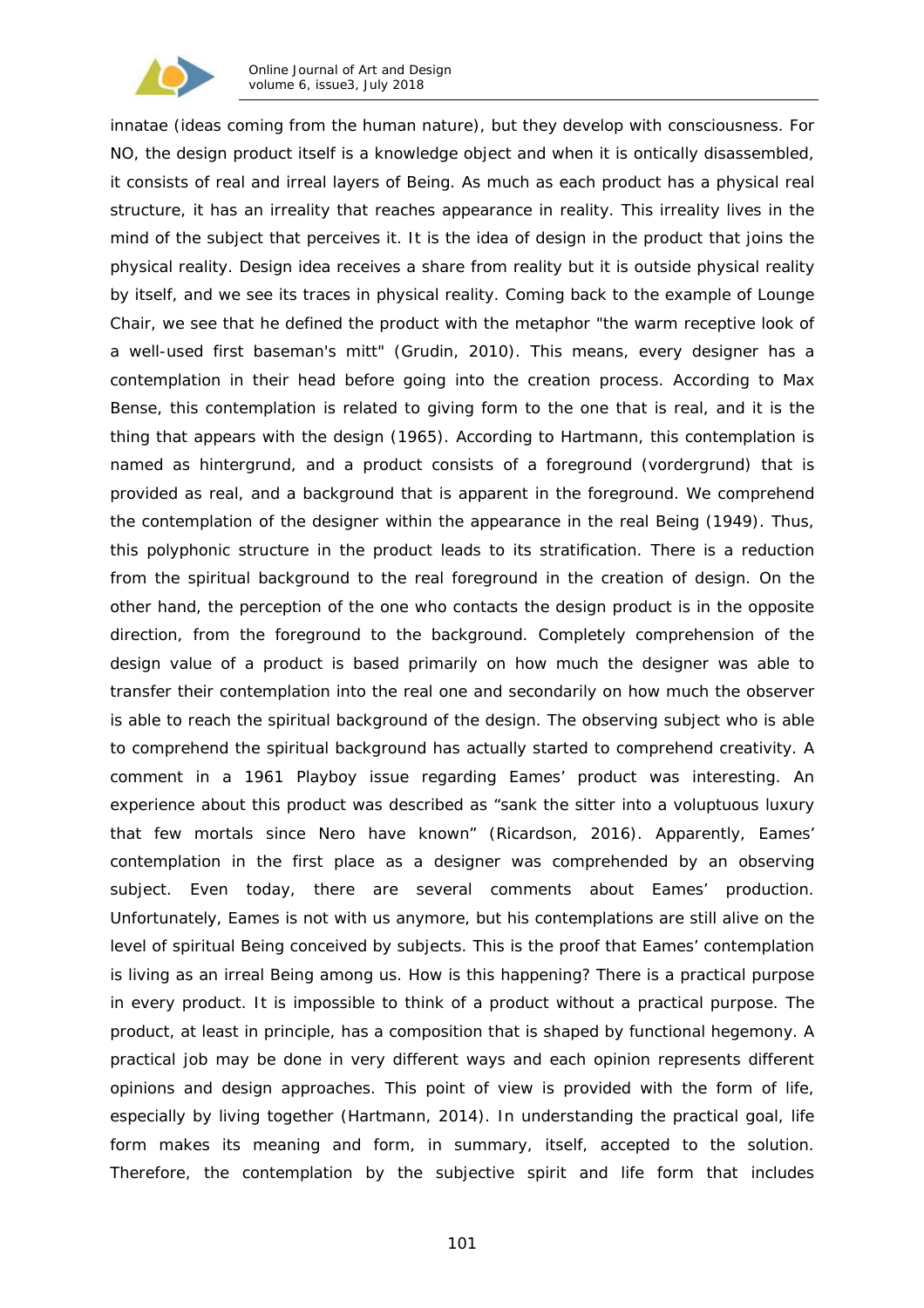innatae (ideas coming from the human nature), but they develop with consciousness. For NO, the design product itself is a knowledge object and when it is ontically disassembled, it consists of real and irreal layers of Being. As much as each product has a physical real structure, it has an irreality that reaches appearance in reality. This irreality lives in the mind of the subject that perceives it. It is the idea of design in the product that joins the physical reality. Design idea receives a share from reality but it is outside physical reality by itself, and we see its traces in physical reality. Coming back to the example of Lounge Chair, we see that he defined the product with the metaphor "the warm receptive look of a well-used first baseman's mitt" (Grudin, 2010). This means, every designer has a contemplation in their head before going into the creation process. According to Max Bense, this contemplation is related to giving form to the one that is real, and it is the thing that appears with the design (1965). According to Hartmann, this contemplation is named as hintergrund, and a product consists of a foreground (vordergrund) that is provided as real, and a background that is apparent in the foreground. We comprehend the contemplation of the designer within the appearance in the real Being (1949). Thus, this polyphonic structure in the product leads to its stratification. There is a reduction from the spiritual background to the real foreground in the creation of design. On the other hand, the perception of the one who contacts the design product is in the opposite direction, from the foreground to the background. Completely comprehension of the design value of a product is based primarily on how much the designer was able to transfer their contemplation into the real one and secondarily on how much the observer is able to reach the spiritual background of the design. The observing subject who is able to comprehend the spiritual background has actually started to comprehend creativity. A comment in a 1961 Playboy issue regarding Eames' product was interesting. An experience about this product was described as "sank the sitter into a voluptuous luxury that few mortals since Nero have known" (Ricardson, 2016). Apparently, Eames' contemplation in the first place as a designer was comprehended by an observing subject. Even today, there are several comments about Eames' production. Unfortunately, Eames is not with us anymore, but his contemplations are still alive on the level of spiritual Being conceived by subjects. This is the proof that Eames' contemplation is living as an irreal Being among us. How is this happening? There is a practical purpose in every product. It is impossible to think of a product without a practical purpose. The product, at least in principle, has a composition that is shaped by functional hegemony. A practical job may be done in very different ways and each opinion represents different opinions and design approaches. This point of view is provided with the form of life, especially by living together (Hartmann, 2014). In understanding the practical goal, life form makes its meaning and form, in summary, itself, accepted to the solution. Therefore, the contemplation by the subjective spirit and life form that includes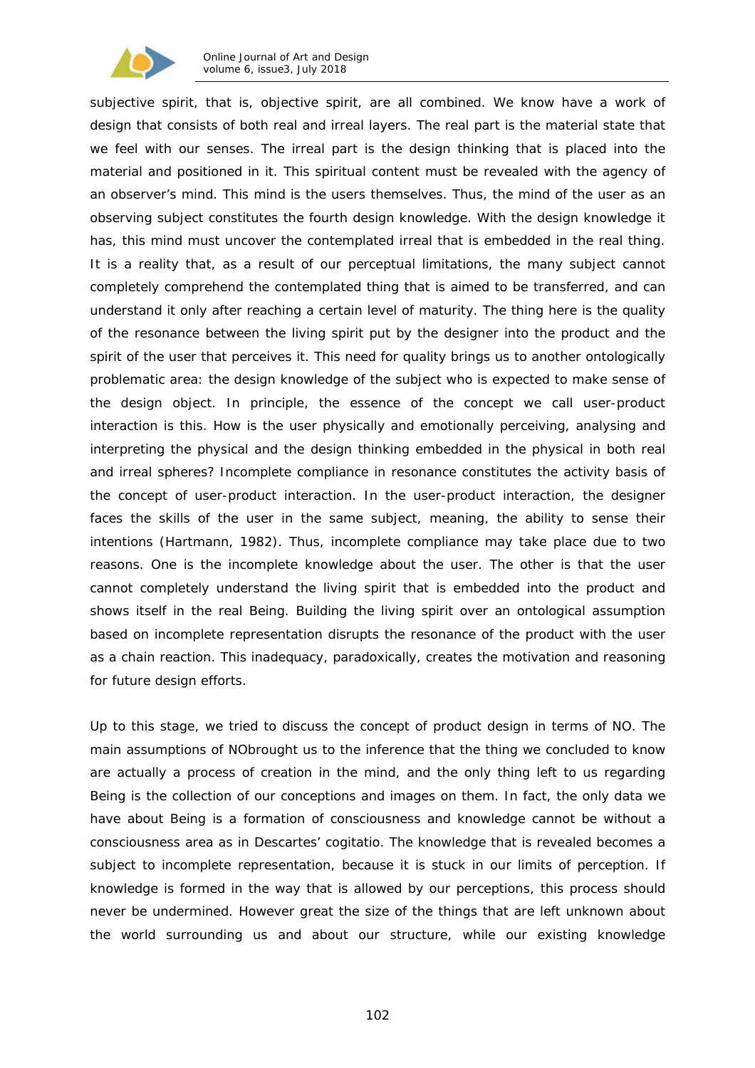subjective spirit, that is, objective spirit, are all combined. We know have a work of design that consists of both real and irreal layers. The real part is the material state that we feel with our senses. The irreal part is the design thinking that is placed into the material and positioned in it. This spiritual content must be revealed with the agency of an observer's mind. This mind is the users themselves. Thus, the mind of the user as an observing subject constitutes the fourth design knowledge. With the design knowledge it has, this mind must uncover the contemplated irreal that is embedded in the real thing. It is a reality that, as a result of our perceptual limitations, the many subject cannot completely comprehend the contemplated thing that is aimed to be transferred, and can understand it only after reaching a certain level of maturity. The thing here is the quality of the resonance between the living spirit put by the designer into the product and the spirit of the user that perceives it. This need for quality brings us to another ontologically problematic area: the design knowledge of the subject who is expected to make sense of the design object. In principle, the essence of the concept we call user-product interaction is this. How is the user physically and emotionally perceiving, analysing and interpreting the physical and the design thinking embedded in the physical in both real and irreal spheres? Incomplete compliance in resonance constitutes the activity basis of the concept of user-product interaction. In the user-product interaction, the designer faces the skills of the user in the same subject, meaning, the ability to sense their intentions (Hartmann, 1982). Thus, incomplete compliance may take place due to two reasons. One is the incomplete knowledge about the user. The other is that the user cannot completely understand the living spirit that is embedded into the product and shows itself in the real Being. Building the living spirit over an ontological assumption based on incomplete representation disrupts the resonance of the product with the user as a chain reaction. This inadequacy, paradoxically, creates the motivation and reasoning for future design efforts.

Up to this stage, we tried to discuss the concept of product design in terms of NO. The main assumptions of NObrought us to the inference that the thing we concluded to know are actually a process of creation in the mind, and the only thing left to us regarding Being is the collection of our conceptions and images on them. In fact, the only data we have about Being is a formation of consciousness and knowledge cannot be without a consciousness area as in Descartes' cogitatio. The knowledge that is revealed becomes a subject to incomplete representation, because it is stuck in our limits of perception. If knowledge is formed in the way that is allowed by our perceptions, this process should never be undermined. However great the size of the things that are left unknown about the world surrounding us and about our structure, while our existing knowledge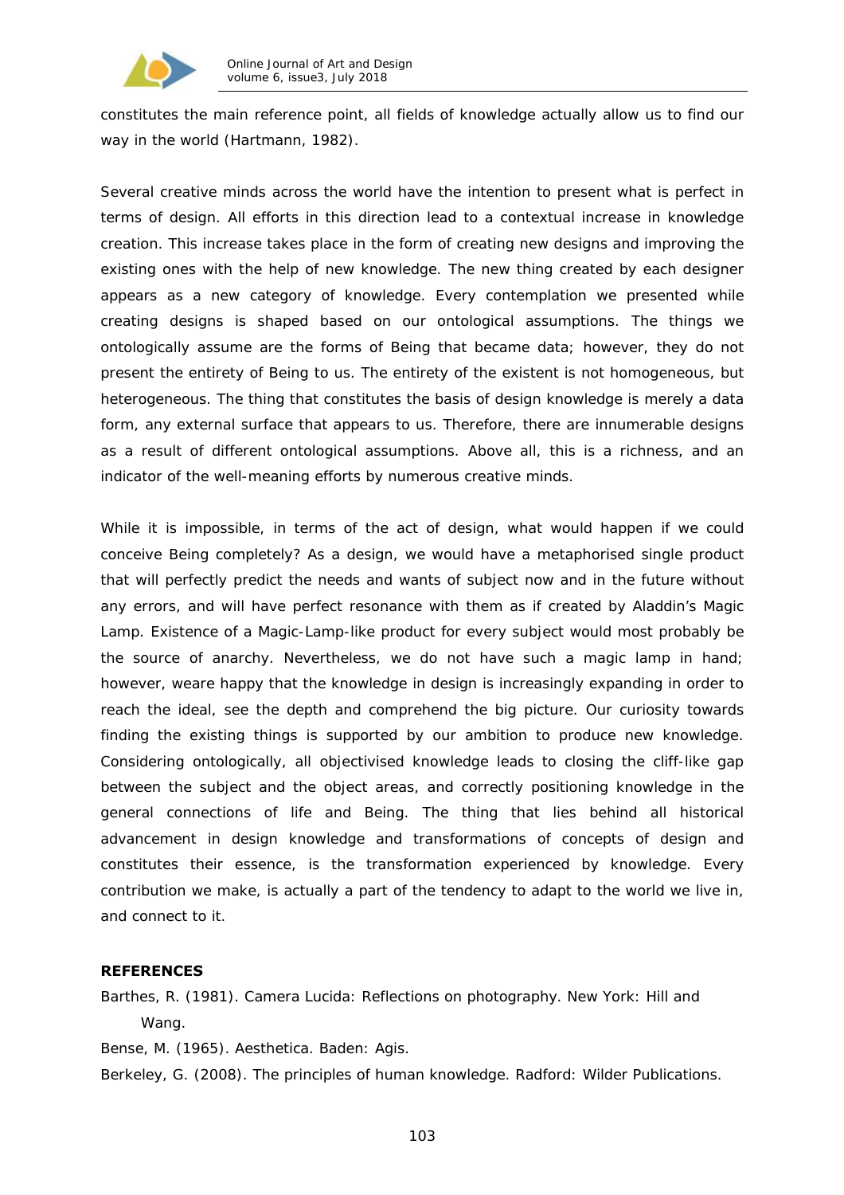constitutes the main reference point, all fields of knowledge actually allow us to find our way in the world (Hartmann, 1982).

Several creative minds across the world have the intention to present what is perfect in terms of design. All efforts in this direction lead to a contextual increase in knowledge creation. This increase takes place in the form of creating new designs and improving the existing ones with the help of new knowledge. The new thing created by each designer appears as a new category of knowledge. Every contemplation we presented while creating designs is shaped based on our ontological assumptions. The things we ontologically assume are the forms of Being that became data; however, they do not present the entirety of Being to us. The entirety of the existent is not homogeneous, but heterogeneous. The thing that constitutes the basis of design knowledge is merely a data form, any external surface that appears to us. Therefore, there are innumerable designs as a result of different ontological assumptions. Above all, this is a richness, and an indicator of the well-meaning efforts by numerous creative minds.

While it is impossible, in terms of the act of design, what would happen if we could conceive Being completely? As a design, we would have a metaphorised single product that will perfectly predict the needs and wants of subject now and in the future without any errors, and will have perfect resonance with them as if created by Aladdin's Magic Lamp. Existence of a Magic-Lamp-like product for every subject would most probably be the source of anarchy. Nevertheless, we do not have such a magic lamp in hand; however, weare happy that the knowledge in design is increasingly expanding in order to reach the ideal, see the depth and comprehend the big picture. Our curiosity towards finding the existing things is supported by our ambition to produce new knowledge. Considering ontologically, all objectivised knowledge leads to closing the cliff-like gap between the subject and the object areas, and correctly positioning knowledge in the general connections of life and Being. The thing that lies behind all historical advancement in design knowledge and transformations of concepts of design and constitutes their essence, is the transformation experienced by knowledge. Every contribution we make, is actually a part of the tendency to adapt to the world we live in, and connect to it.

**REFERENCES**

Barthes, R. (1981). Camera Lucida: Reflections on photography. New York: Hill and Wang.

Bense, M. (1965). Aesthetica. Baden: Agis.

Berkeley, G. (2008). The principles of human knowledge. Radford: Wilder Publications.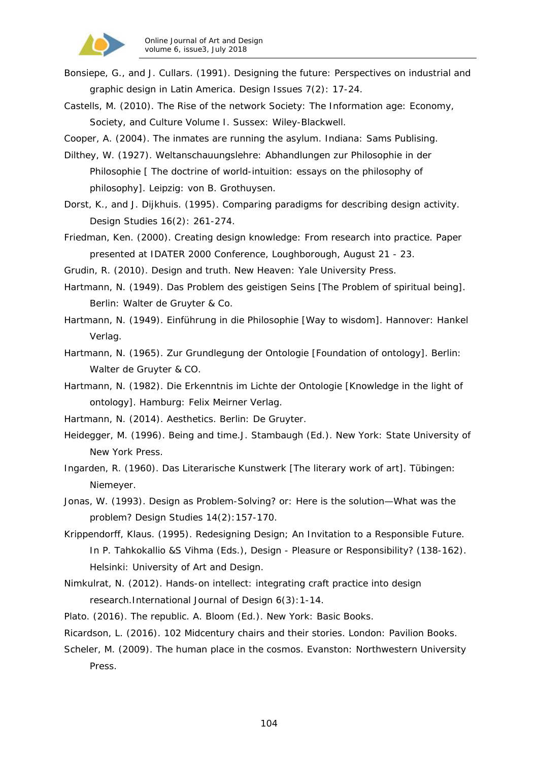Bonsiepe, G., and J. Cullars. (1991). Designing the future: Perspectives on industrial and graphic design in Latin America. Design Issues 7(2): 17-24.

Castells, M. (2010). The Rise of the network Society: The Information age: Economy, Society, and Culture Volume I. Sussex: Wiley-Blackwell.

Cooper, A. (2004). The inmates are running the asylum. Indiana: Sams Publising.

Dilthey, W. (1927). Weltanschauungslehre: Abhandlungen zur Philosophie in der Philosophie [ The doctrine of world-intuition: essays on the philosophy of philosophy]. Leipzig: von B. Grothuysen.

Dorst, K., and J. Dijkhuis. (1995). Comparing paradigms for describing design activity. Design Studies 16(2): 261-274.

Friedman, Ken. (2000). Creating design knowledge: From research into practice. Paper presented at IDATER 2000 Conference, Loughborough, August 21 - 23.

Grudin, R. (2010). Design and truth. New Heaven: Yale University Press.

Hartmann, N. (1949). Das Problem des geistigen Seins [The Problem of spiritual being]. Berlin: Walter de Gruyter & Co.

Hartmann, N. (1949). Einführung in die Philosophie [Way to wisdom]. Hannover: Hankel Verlag.

Hartmann, N. (1965). Zur Grundlegung der Ontologie [Foundation of ontology]. Berlin: Walter de Gruyter & CO.

Hartmann, N. (1982). Die Erkenntnis im Lichte der Ontologie [Knowledge in the light of ontology]. Hamburg: Felix Meirner Verlag.

Hartmann, N. (2014). Aesthetics. Berlin: De Gruyter.

Heidegger, M. (1996). Being and time.J. Stambaugh (Ed.). New York: State University of New York Press.

Ingarden, R. (1960). Das Literarische Kunstwerk [The literary work of art]. Tübingen: Niemeyer.

Jonas, W. (1993). Design as Problem-Solving? or: Here is the solution—What was the problem? Design Studies 14(2):157-170.

Krippendorff, Klaus. (1995). Redesigning Design; An Invitation to a Responsible Future. In P. Tahkokallio &S Vihma (Eds.), Design - Pleasure or Responsibility? (138-162). Helsinki: University of Art and Design.

Nimkulrat, N. (2012). Hands-on intellect: integrating craft practice into design research.International Journal of Design 6(3):1-14.

Plato. (2016). The republic. A. Bloom (Ed.). New York: Basic Books.

Ricardson, L. (2016). 102 Midcentury chairs and their stories. London: Pavilion Books.

Scheler, M. (2009). The human place in the cosmos. Evanston: Northwestern University Press.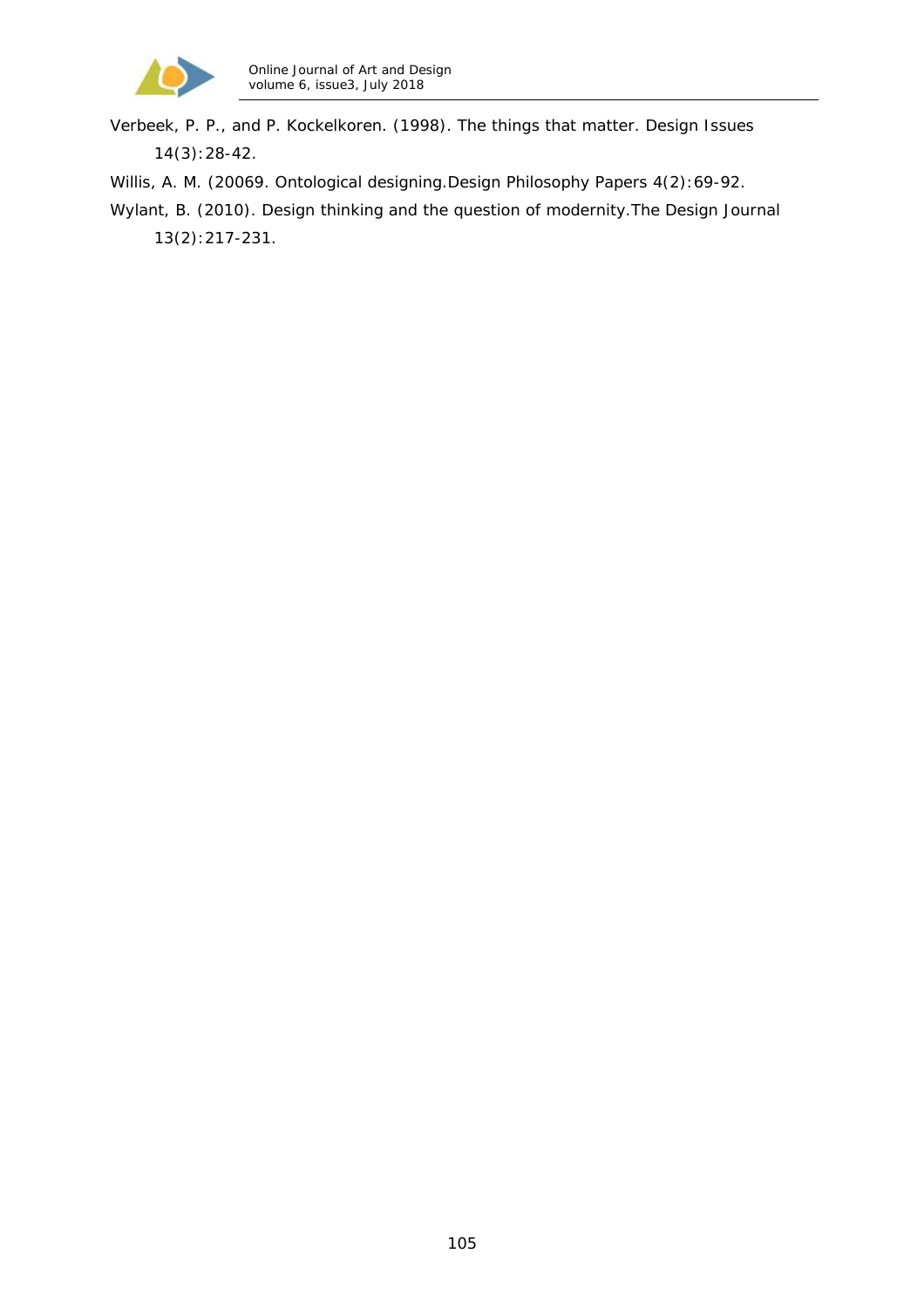Verbeek, P. P., and P. Kockelkoren. (1998). The things that matter. Design Issues 14(3):28-42.

Willis, A. M. (20069. Ontological designing.Design Philosophy Papers 4(2):69-92.

Wylant, B. (2010). Design thinking and the question of modernity.The Design Journal 13(2):217-231.